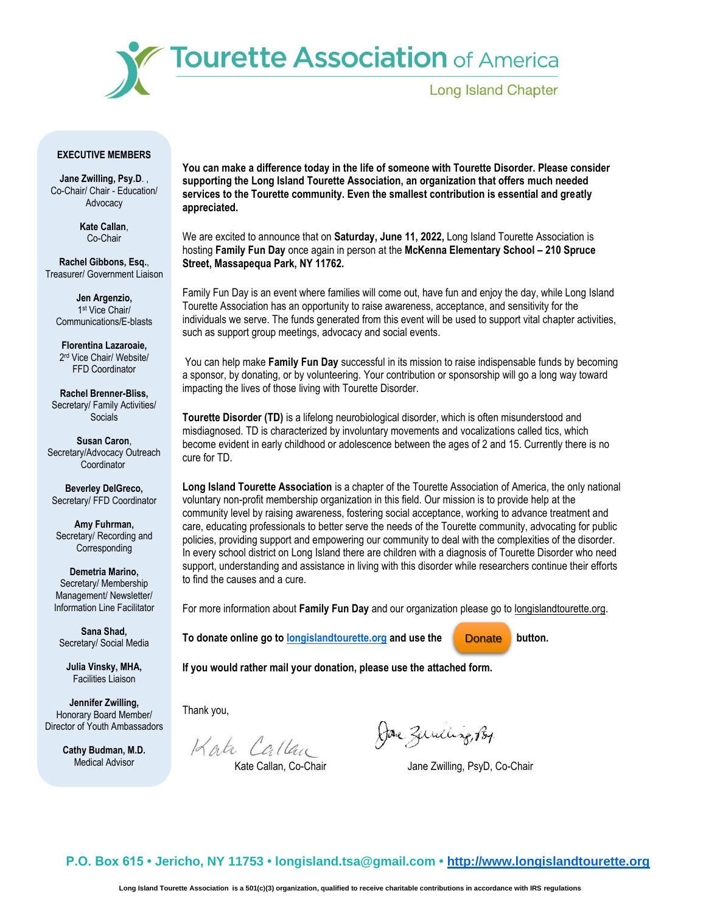# Tourette Association of America

## Long Island Chapter

**EXECUTIVE MEMBERS**

**Jane Zwilling, Psy.D.** , Co-Chair/ Chair - Education/ Advocacy

**Kate Callan**, Co-Chair

**Rachel Gibbons, Esq.**, Treasurer/ Government Liaison

**Jen Argenzio,** 1st Vice Chair/ Communications/E-blasts

**Florentina Lazaroaie,** 2nd Vice Chair/ Website/ FFD Coordinator

**Rachel Brenner-Bliss,** Secretary/ Family Activities/ Socials

**Susan Caron**, Secretary/Advocacy Outreach Coordinator

**Beverley DelGreco,** Secretary/ FFD Coordinator

**Amy Fuhrman,** Secretary/ Recording and Corresponding

**Demetria Marino,** Secretary/ Membership Management/ Newsletter/ Information Line Facilitator

**Sana Shad,** Secretary/ Social Media

**Julia Vinsky, MHA,** Facilities Liaison

**Jennifer Zwilling,** Honorary Board Member/ Director of Youth Ambassadors

**Cathy Budman, M.D.** Medical Advisor

**You can make a difference today in the life of someone with Tourette Disorder. Please consider supporting the Long Island Tourette Association, an organization that offers much needed services to the Tourette community. Even the smallest contribution is essential and greatly appreciated.**

We are excited to announce that on **Saturday, June 11, 2022,** Long Island Tourette Association is hosting **Family Fun Day** once again in person at the **McKenna Elementary School – 210 Spruce Street, Massapequa Park, NY 11762.**

Family Fun Day is an event where families will come out, have fun and enjoy the day, while Long Island Tourette Association has an opportunity to raise awareness, acceptance, and sensitivity for the individuals we serve. The funds generated from this event will be used to support vital chapter activities, such as support group meetings, advocacy and social events.

You can help make **Family Fun Day** successful in its mission to raise indispensable funds by becoming a sponsor, by donating, or by volunteering. Your contribution or sponsorship will go a long way toward impacting the lives of those living with Tourette Disorder.

**Tourette Disorder (TD)** is a lifelong neurobiological disorder, which is often misunderstood and misdiagnosed. TD is characterized by involuntary movements and vocalizations called tics, which become evident in early childhood or adolescence between the ages of 2 and 15. Currently there is no cure for TD.

**Long Island Tourette Association** is a chapter of the Tourette Association of America, the only national voluntary non-profit membership organization in this field. Our mission is to provide help at the community level by raising awareness, fostering social acceptance, working to advance treatment and care, educating professionals to better serve the needs of the Tourette community, advocating for public policies, providing support and empowering our community to deal with the complexities of the disorder. In every school district on Long Island there are children with a diagnosis of Tourette Disorder who need support, understanding and assistance in living with this disorder while researchers continue their efforts to find the causes and a cure.

For more information about **Family Fun Day** and our organization please go to longislandtourette.org.

**To donate online go to longislandtourette.org and use the Donate button.**

**If you would rather mail your donation, please use the attached form.**

Thank you,

Kate Callan, Co-Chair

Jane Zwilling, PsyD, Co-Chair

**P.O. Box 615 • Jericho, NY 11753 • longisland.tsa@gmail.com • http://www.longislandtourette.org**

**Long Island Tourette Association is a 501(c)(3) organization, qualified to receive charitable contributions in accordance with IRS regulations**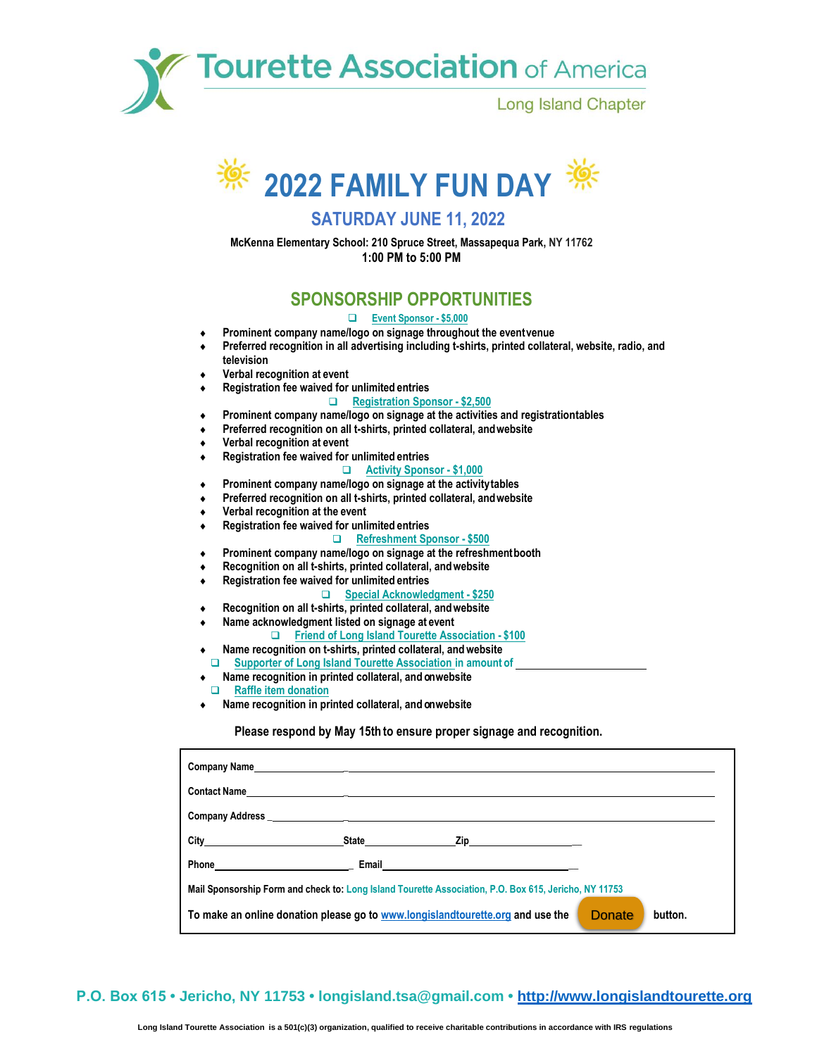Tourette Association of America

Long Island Chapter

# 2022 FAMILY FUN DAY

## SATURDAY JUNE 11, 2022

**McKenna Elementary School: 210 Spruce Street, Massapequa Park, NY 11762**
**1:00 PM to 5:00 PM**

## SPONSORSHIP OPPORTUNITIES

❑ Event Sponsor - $5,000

- Prominent company name/logo on signage throughout the event venue
- Preferred recognition in all advertising including t-shirts, printed collateral, website, radio, and television
- Verbal recognition at event
- Registration fee waived for unlimited entries

❑ Registration Sponsor - $2,500

- Prominent company name/logo on signage at the activities and registration tables
- Preferred recognition on all t-shirts, printed collateral, and website
- Verbal recognition at event
- Registration fee waived for unlimited entries

❑ Activity Sponsor - $1,000

- Prominent company name/logo on signage at the activity tables
- Preferred recognition on all t-shirts, printed collateral, and website
- Verbal recognition at the event
- Registration fee waived for unlimited entries

❑ Refreshment Sponsor - $500

- Prominent company name/logo on signage at the refreshment booth
- Recognition on all t-shirts, printed collateral, and website
- Registration fee waived for unlimited entries

❑ Special Acknowledgment - $250

- Recognition on all t-shirts, printed collateral, and website
- Name acknowledgment listed on signage at event

❑ Friend of Long Island Tourette Association - $100

- Name recognition on t-shirts, printed collateral, and website

❑ Supporter of Long Island Tourette Association in amount of ____________________

- Name recognition in printed collateral, and on website

❑ Raffle item donation

- Name recognition in printed collateral, and on website

**Please respond by May 15th to ensure proper signage and recognition.**

Company Name ____________________________________________

Contact Name ____________________________________________

Company Address __________________________________________

City ____________________ State ______________ Zip ________________

Phone ____________________ Email ______________________________

Mail Sponsorship Form and check to: Long Island Tourette Association, P.O. Box 615, Jericho, NY 11753

To make an online donation please go to www.longislandtourette.org and use the Donate button.

P.O. Box 615 • Jericho, NY 11753 • longisland.tsa@gmail.com • http://www.longislandtourette.org

Long Island Tourette Association is a 501(c)(3) organization, qualified to receive charitable contributions in accordance with IRS regulations